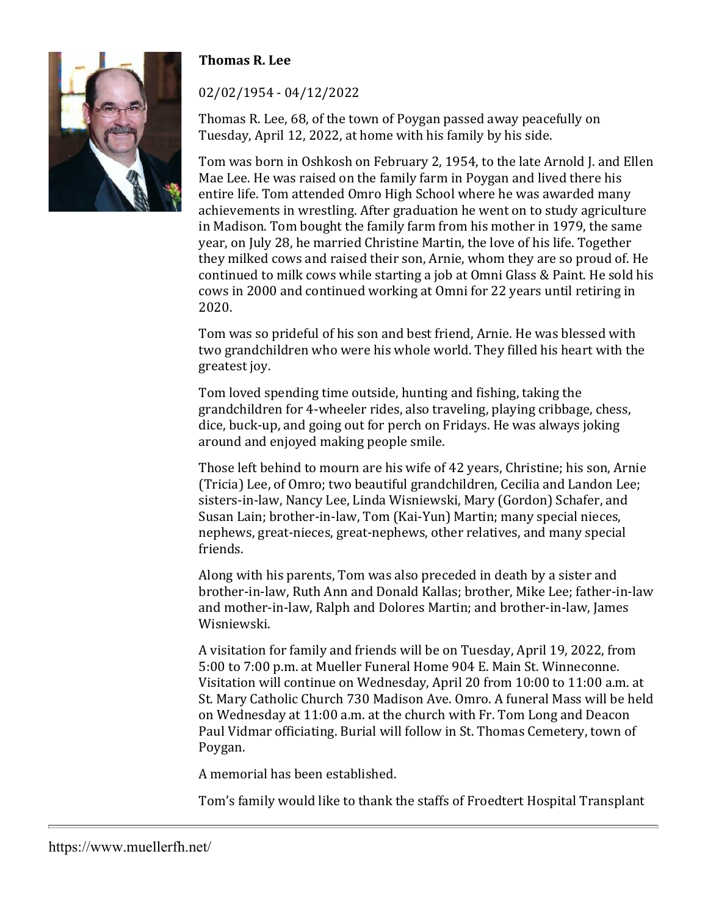**Thomas R. Lee**

02/02/1954 - 04/12/2022

Thomas R. Lee, 68, of the town of Poygan passed away peacefully on Tuesday, April 12, 2022, at home with his family by his side.

Tom was born in Oshkosh on February 2, 1954, to the late Arnold J. and Ellen Mae Lee. He was raised on the family farm in Poygan and lived there his entire life. Tom attended Omro High School where he was awarded many achievements in wrestling. After graduation he went on to study agriculture in Madison. Tom bought the family farm from his mother in 1979, the same year, on July 28, he married Christine Martin, the love of his life. Together they milked cows and raised their son, Arnie, whom they are so proud of. He continued to milk cows while starting a job at Omni Glass & Paint. He sold his cows in 2000 and continued working at Omni for 22 years until retiring in 2020.

Tom was so prideful of his son and best friend, Arnie. He was blessed with two grandchildren who were his whole world. They filled his heart with the greatest joy.

Tom loved spending time outside, hunting and fishing, taking the grandchildren for 4-wheeler rides, also traveling, playing cribbage, chess, dice, buck-up, and going out for perch on Fridays. He was always joking around and enjoyed making people smile.

Those left behind to mourn are his wife of 42 years, Christine; his son, Arnie (Tricia) Lee, of Omro; two beautiful grandchildren, Cecilia and Landon Lee; sisters-in-law, Nancy Lee, Linda Wisniewski, Mary (Gordon) Schafer, and Susan Lain; brother-in-law, Tom (Kai-Yun) Martin; many special nieces, nephews, great-nieces, great-nephews, other relatives, and many special friends.

Along with his parents, Tom was also preceded in death by a sister and brother-in-law, Ruth Ann and Donald Kallas; brother, Mike Lee; father-in-law and mother-in-law, Ralph and Dolores Martin; and brother-in-law, James Wisniewski.

A visitation for family and friends will be on Tuesday, April 19, 2022, from 5:00 to 7:00 p.m. at Mueller Funeral Home 904 E. Main St. Winneconne. Visitation will continue on Wednesday, April 20 from 10:00 to 11:00 a.m. at St. Mary Catholic Church 730 Madison Ave. Omro. A funeral Mass will be held on Wednesday at 11:00 a.m. at the church with Fr. Tom Long and Deacon Paul Vidmar officiating. Burial will follow in St. Thomas Cemetery, town of Poygan.

A memorial has been established.

Tom's family would like to thank the staffs of Froedtert Hospital Transplant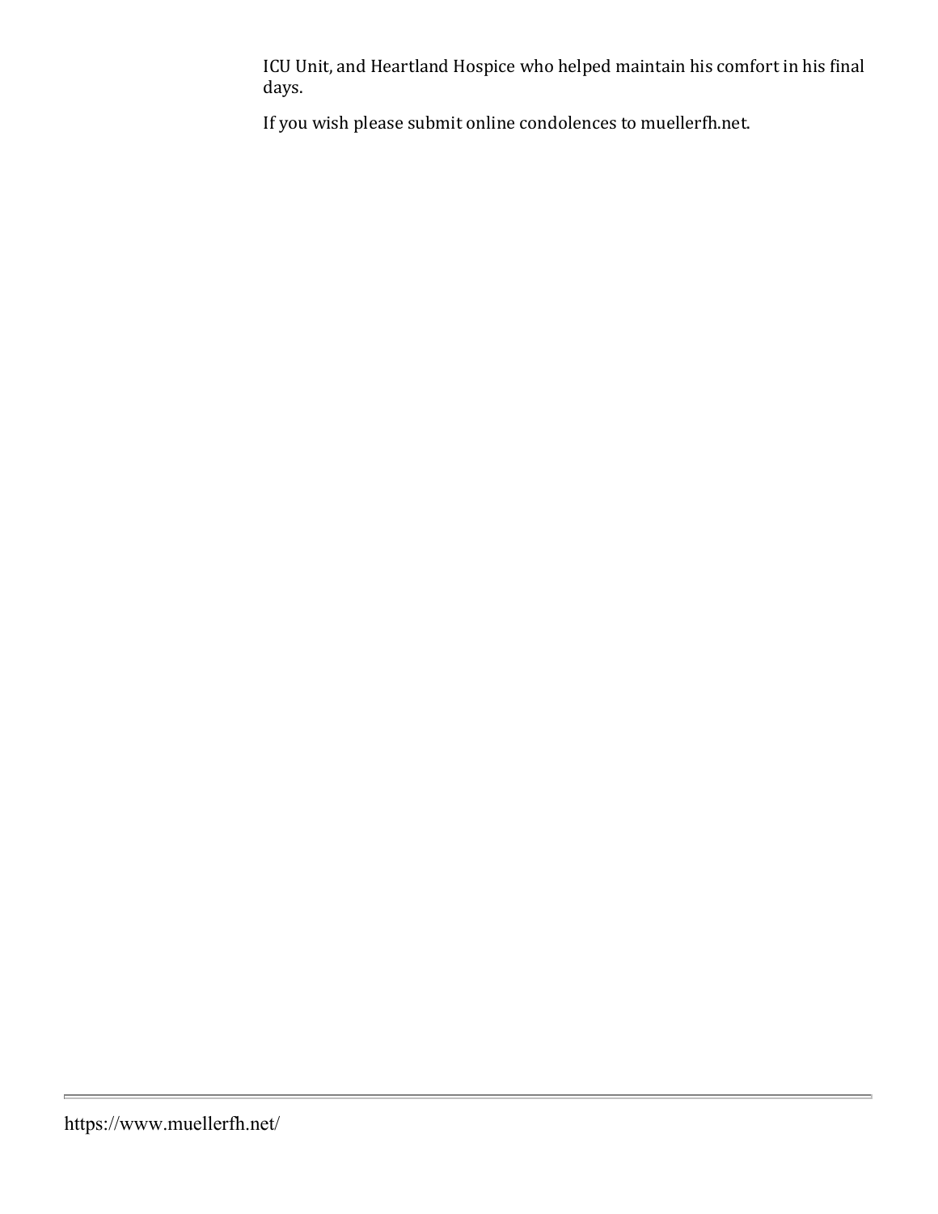ICU Unit, and Heartland Hospice who helped maintain his comfort in his final days.

If you wish please submit online condolences to muellerfh.net.